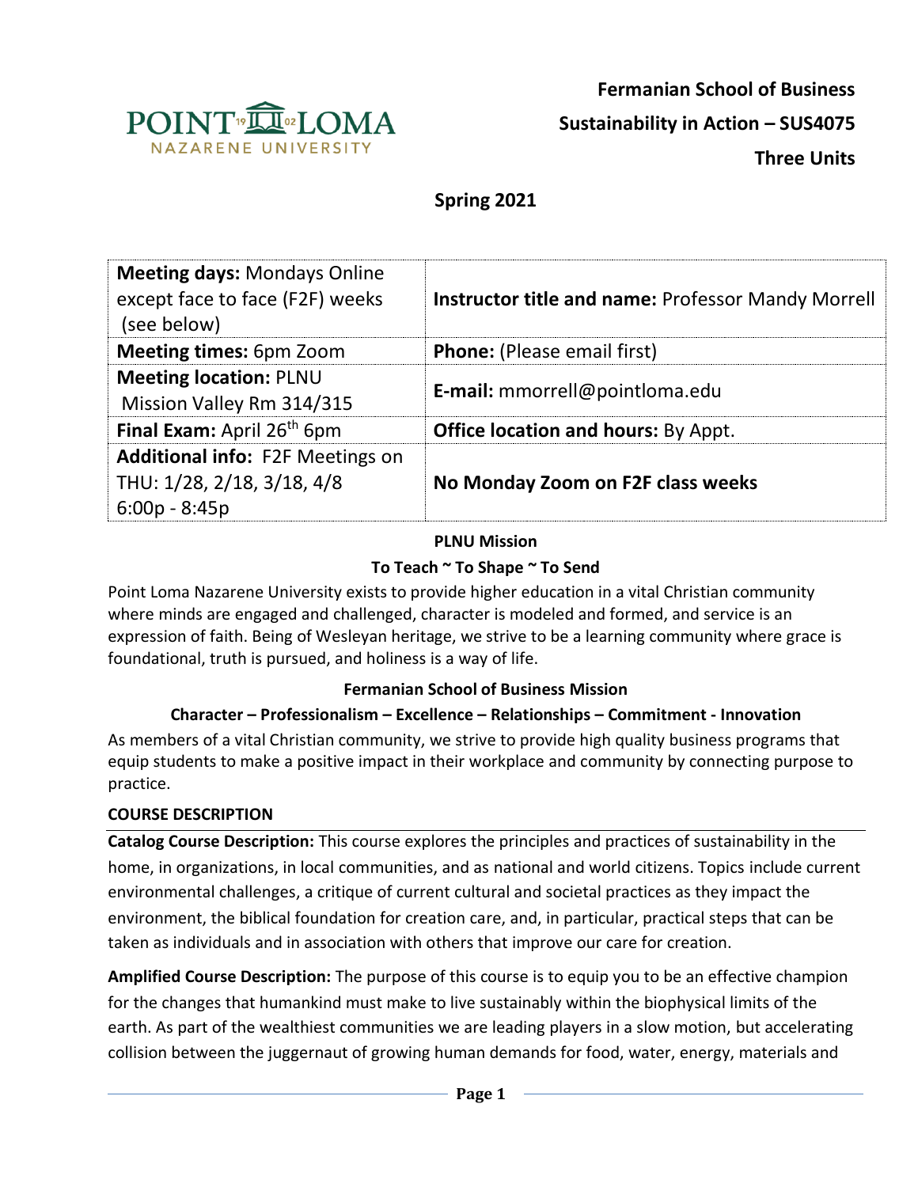**Fermanian School of Business**

**Sustainability in Action – SUS4075**

**Three Units**

## Spring 2021

| **Meeting days:** Mondays Online except face to face (F2F) weeks (see below) | **Instructor title and name:** Professor Mandy Morrell |
|---|---|
| **Meeting times:** 6pm Zoom | **Phone:** (Please email first) |
| **Meeting location:** PLNU Mission Valley Rm 314/315 | **E-mail:** mmorrell@pointloma.edu |
| **Final Exam:** April 26th 6pm | **Office location and hours:** By Appt. |
| **Additional info:** F2F Meetings on THU: 1/28, 2/18, 3/18, 4/8 6:00p - 8:45p | **No Monday Zoom on F2F class weeks** |

**PLNU Mission**

**To Teach ~ To Shape ~ To Send**

Point Loma Nazarene University exists to provide higher education in a vital Christian community where minds are engaged and challenged, character is modeled and formed, and service is an expression of faith. Being of Wesleyan heritage, we strive to be a learning community where grace is foundational, truth is pursued, and holiness is a way of life.

**Fermanian School of Business Mission**

**Character – Professionalism – Excellence – Relationships – Commitment - Innovation**

As members of a vital Christian community, we strive to provide high quality business programs that equip students to make a positive impact in their workplace and community by connecting purpose to practice.

**COURSE DESCRIPTION**

**Catalog Course Description:** This course explores the principles and practices of sustainability in the home, in organizations, in local communities, and as national and world citizens. Topics include current environmental challenges, a critique of current cultural and societal practices as they impact the environment, the biblical foundation for creation care, and, in particular, practical steps that can be taken as individuals and in association with others that improve our care for creation.

**Amplified Course Description:** The purpose of this course is to equip you to be an effective champion for the changes that humankind must make to live sustainably within the biophysical limits of the earth. As part of the wealthiest communities we are leading players in a slow motion, but accelerating collision between the juggernaut of growing human demands for food, water, energy, materials and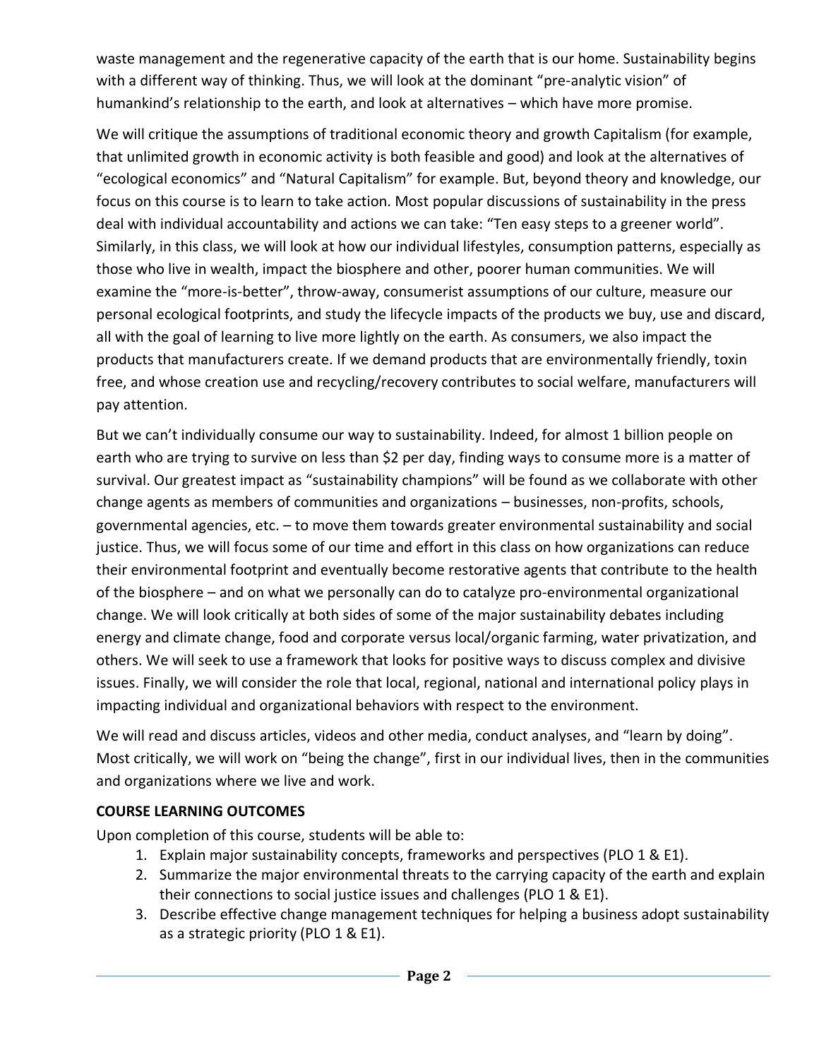waste management and the regenerative capacity of the earth that is our home. Sustainability begins with a different way of thinking. Thus, we will look at the dominant "pre-analytic vision" of humankind's relationship to the earth, and look at alternatives – which have more promise.

We will critique the assumptions of traditional economic theory and growth Capitalism (for example, that unlimited growth in economic activity is both feasible and good) and look at the alternatives of "ecological economics" and "Natural Capitalism" for example. But, beyond theory and knowledge, our focus on this course is to learn to take action. Most popular discussions of sustainability in the press deal with individual accountability and actions we can take: "Ten easy steps to a greener world". Similarly, in this class, we will look at how our individual lifestyles, consumption patterns, especially as those who live in wealth, impact the biosphere and other, poorer human communities. We will examine the "more-is-better", throw-away, consumerist assumptions of our culture, measure our personal ecological footprints, and study the lifecycle impacts of the products we buy, use and discard, all with the goal of learning to live more lightly on the earth. As consumers, we also impact the products that manufacturers create. If we demand products that are environmentally friendly, toxin free, and whose creation use and recycling/recovery contributes to social welfare, manufacturers will pay attention.

But we can't individually consume our way to sustainability. Indeed, for almost 1 billion people on earth who are trying to survive on less than $2 per day, finding ways to consume more is a matter of survival. Our greatest impact as "sustainability champions" will be found as we collaborate with other change agents as members of communities and organizations – businesses, non-profits, schools, governmental agencies, etc. – to move them towards greater environmental sustainability and social justice. Thus, we will focus some of our time and effort in this class on how organizations can reduce their environmental footprint and eventually become restorative agents that contribute to the health of the biosphere – and on what we personally can do to catalyze pro-environmental organizational change. We will look critically at both sides of some of the major sustainability debates including energy and climate change, food and corporate versus local/organic farming, water privatization, and others. We will seek to use a framework that looks for positive ways to discuss complex and divisive issues. Finally, we will consider the role that local, regional, national and international policy plays in impacting individual and organizational behaviors with respect to the environment.

We will read and discuss articles, videos and other media, conduct analyses, and "learn by doing". Most critically, we will work on "being the change", first in our individual lives, then in the communities and organizations where we live and work.

**COURSE LEARNING OUTCOMES**

Upon completion of this course, students will be able to:

1. Explain major sustainability concepts, frameworks and perspectives (PLO 1 & E1).
2. Summarize the major environmental threats to the carrying capacity of the earth and explain their connections to social justice issues and challenges (PLO 1 & E1).
3. Describe effective change management techniques for helping a business adopt sustainability as a strategic priority (PLO 1 & E1).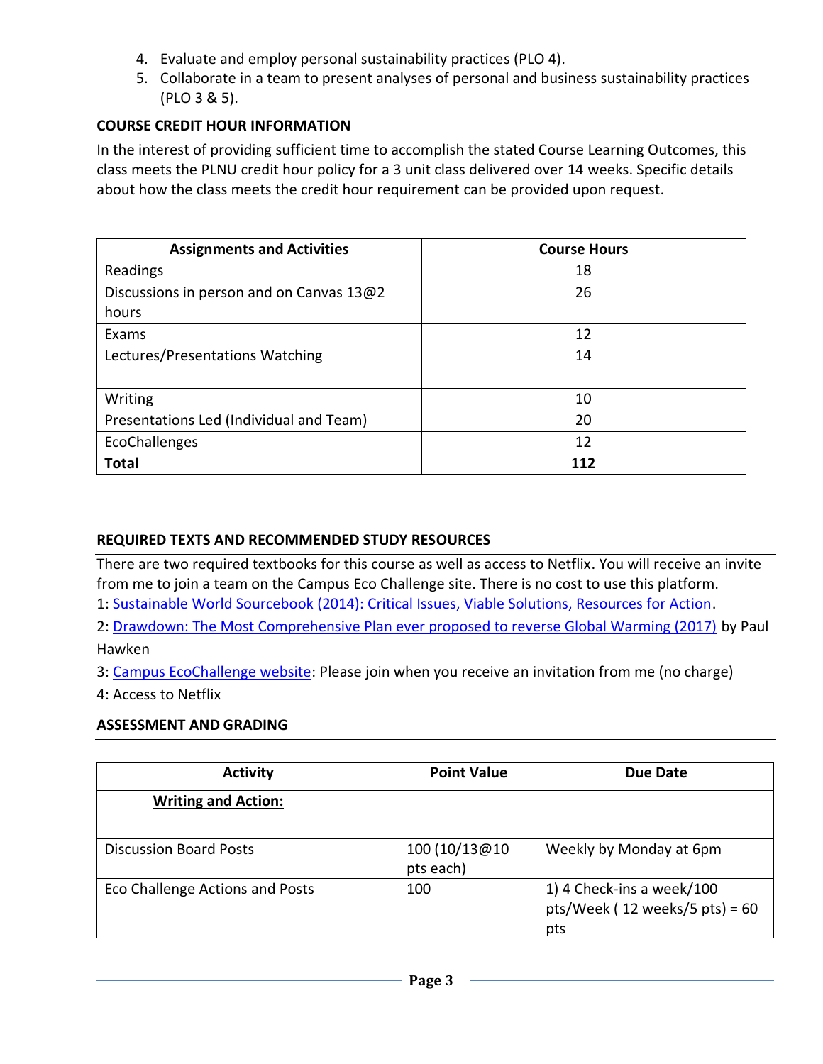4. Evaluate and employ personal sustainability practices (PLO 4).
5. Collaborate in a team to present analyses of personal and business sustainability practices (PLO 3 & 5).

## COURSE CREDIT HOUR INFORMATION

In the interest of providing sufficient time to accomplish the stated Course Learning Outcomes, this class meets the PLNU credit hour policy for a 3 unit class delivered over 14 weeks. Specific details about how the class meets the credit hour requirement can be provided upon request.

| Assignments and Activities | Course Hours |
|---|---|
| Readings | 18 |
| Discussions in person and on Canvas 13@2 hours | 26 |
| Exams | 12 |
| Lectures/Presentations Watching | 14 |
| Writing | 10 |
| Presentations Led (Individual and Team) | 20 |
| EcoChallenges | 12 |
| **Total** | **112** |

## REQUIRED TEXTS AND RECOMMENDED STUDY RESOURCES

There are two required textbooks for this course as well as access to Netflix. You will receive an invite from me to join a team on the Campus Eco Challenge site. There is no cost to use this platform.

1: Sustainable World Sourcebook (2014): Critical Issues, Viable Solutions, Resources for Action.

2: Drawdown: The Most Comprehensive Plan ever proposed to reverse Global Warming (2017) by Paul Hawken

3: Campus EcoChallenge website: Please join when you receive an invitation from me (no charge)

4: Access to Netflix

## ASSESSMENT AND GRADING

| Activity | Point Value | Due Date |
|---|---|---|
| **Writing and Action:** | | |
| Discussion Board Posts | 100 (10/13@10 pts each) | Weekly by Monday at 6pm |
| Eco Challenge Actions and Posts | 100 | 1) 4 Check-ins a week/100 pts/Week ( 12 weeks/5 pts) = 60 pts |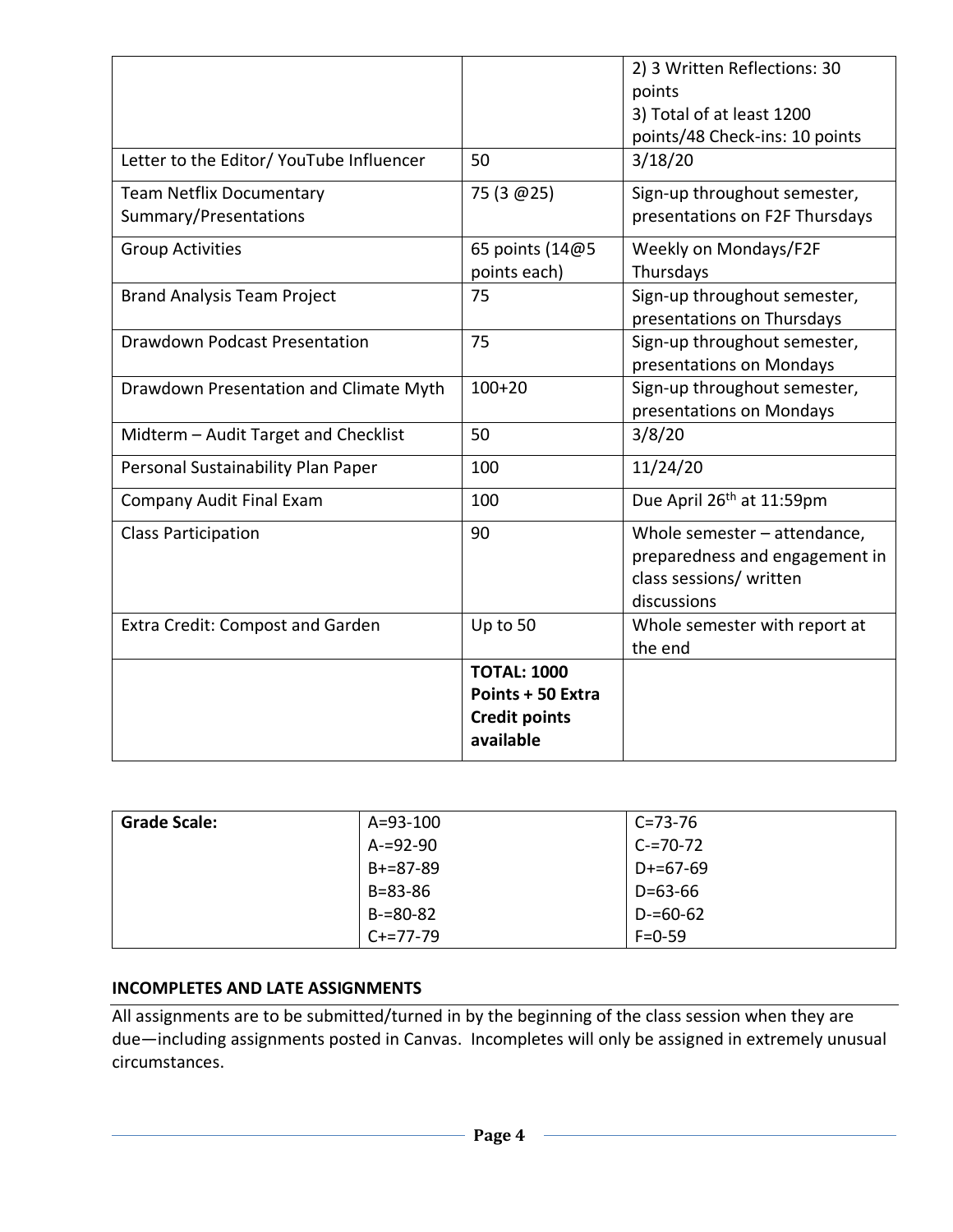| | | |
|---|---|---|
| | | 2) 3 Written Reflections: 30 points<br>3) Total of at least 1200 points/48 Check-ins: 10 points |
| Letter to the Editor/ YouTube Influencer | 50 | 3/18/20 |
| Team Netflix Documentary Summary/Presentations | 75 (3 @25) | Sign-up throughout semester, presentations on F2F Thursdays |
| Group Activities | 65 points (14@5 points each) | Weekly on Mondays/F2F Thursdays |
| Brand Analysis Team Project | 75 | Sign-up throughout semester, presentations on Thursdays |
| Drawdown Podcast Presentation | 75 | Sign-up throughout semester, presentations on Mondays |
| Drawdown Presentation and Climate Myth | 100+20 | Sign-up throughout semester, presentations on Mondays |
| Midterm – Audit Target and Checklist | 50 | 3/8/20 |
| Personal Sustainability Plan Paper | 100 | 11/24/20 |
| Company Audit Final Exam | 100 | Due April 26th at 11:59pm |
| Class Participation | 90 | Whole semester – attendance, preparedness and engagement in class sessions/ written discussions |
| Extra Credit: Compost and Garden | Up to 50 | Whole semester with report at the end |
| | **TOTAL: 1000 Points + 50 Extra Credit points available** | |

| **Grade Scale:** | | |
|---|---|---|
| | A=93-100 | C=73-76 |
| | A-=92-90 | C-=70-72 |
| | B+=87-89 | D+=67-69 |
| | B=83-86 | D=63-66 |
| | B-=80-82 | D-=60-62 |
| | C+=77-79 | F=0-59 |

**INCOMPLETES AND LATE ASSIGNMENTS**

All assignments are to be submitted/turned in by the beginning of the class session when they are due—including assignments posted in Canvas. Incompletes will only be assigned in extremely unusual circumstances.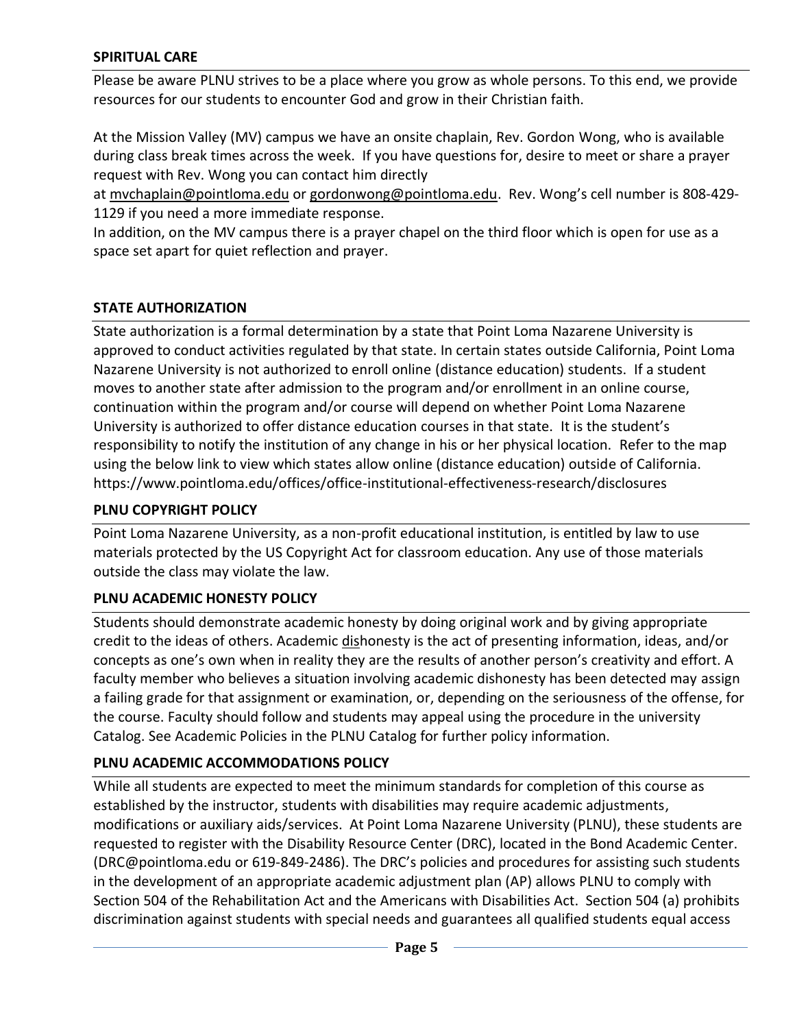## SPIRITUAL CARE

Please be aware PLNU strives to be a place where you grow as whole persons. To this end, we provide resources for our students to encounter God and grow in their Christian faith.

At the Mission Valley (MV) campus we have an onsite chaplain, Rev. Gordon Wong, who is available during class break times across the week. If you have questions for, desire to meet or share a prayer request with Rev. Wong you can contact him directly at mvchaplain@pointloma.edu or gordonwong@pointloma.edu. Rev. Wong's cell number is 808-429-1129 if you need a more immediate response.
In addition, on the MV campus there is a prayer chapel on the third floor which is open for use as a space set apart for quiet reflection and prayer.

## STATE AUTHORIZATION

State authorization is a formal determination by a state that Point Loma Nazarene University is approved to conduct activities regulated by that state. In certain states outside California, Point Loma Nazarene University is not authorized to enroll online (distance education) students. If a student moves to another state after admission to the program and/or enrollment in an online course, continuation within the program and/or course will depend on whether Point Loma Nazarene University is authorized to offer distance education courses in that state. It is the student's responsibility to notify the institution of any change in his or her physical location. Refer to the map using the below link to view which states allow online (distance education) outside of California. https://www.pointloma.edu/offices/office-institutional-effectiveness-research/disclosures

## PLNU COPYRIGHT POLICY

Point Loma Nazarene University, as a non-profit educational institution, is entitled by law to use materials protected by the US Copyright Act for classroom education. Any use of those materials outside the class may violate the law.

## PLNU ACADEMIC HONESTY POLICY

Students should demonstrate academic honesty by doing original work and by giving appropriate credit to the ideas of others. Academic dishonesty is the act of presenting information, ideas, and/or concepts as one's own when in reality they are the results of another person's creativity and effort. A faculty member who believes a situation involving academic dishonesty has been detected may assign a failing grade for that assignment or examination, or, depending on the seriousness of the offense, for the course. Faculty should follow and students may appeal using the procedure in the university Catalog. See Academic Policies in the PLNU Catalog for further policy information.

## PLNU ACADEMIC ACCOMMODATIONS POLICY

While all students are expected to meet the minimum standards for completion of this course as established by the instructor, students with disabilities may require academic adjustments, modifications or auxiliary aids/services. At Point Loma Nazarene University (PLNU), these students are requested to register with the Disability Resource Center (DRC), located in the Bond Academic Center. (DRC@pointloma.edu or 619-849-2486). The DRC's policies and procedures for assisting such students in the development of an appropriate academic adjustment plan (AP) allows PLNU to comply with Section 504 of the Rehabilitation Act and the Americans with Disabilities Act. Section 504 (a) prohibits discrimination against students with special needs and guarantees all qualified students equal access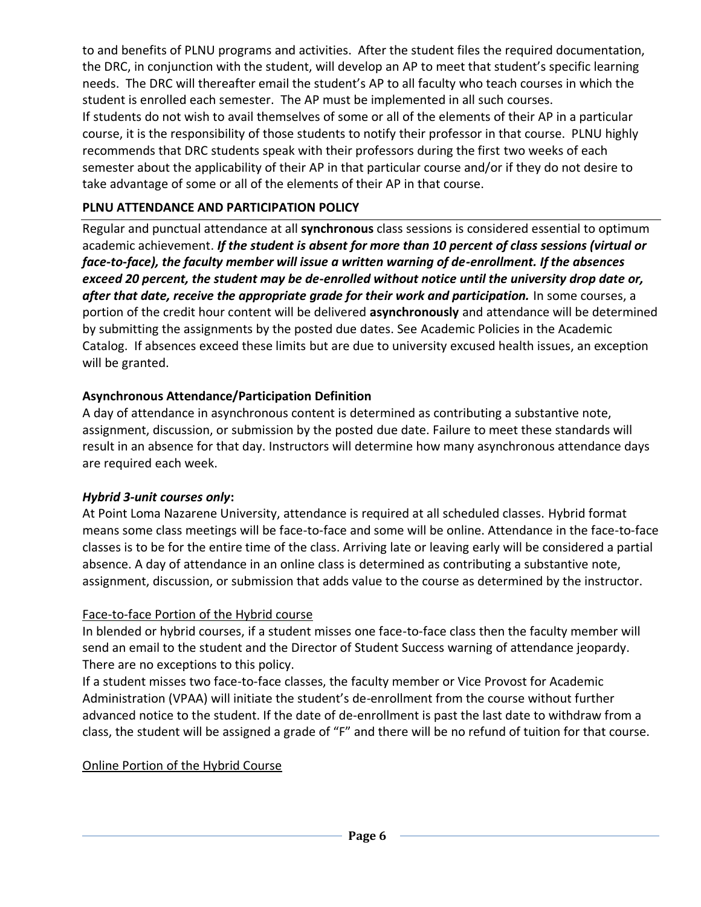to and benefits of PLNU programs and activities. After the student files the required documentation, the DRC, in conjunction with the student, will develop an AP to meet that student's specific learning needs. The DRC will thereafter email the student's AP to all faculty who teach courses in which the student is enrolled each semester. The AP must be implemented in all such courses.
If students do not wish to avail themselves of some or all of the elements of their AP in a particular course, it is the responsibility of those students to notify their professor in that course. PLNU highly recommends that DRC students speak with their professors during the first two weeks of each semester about the applicability of their AP in that particular course and/or if they do not desire to take advantage of some or all of the elements of their AP in that course.

## PLNU ATTENDANCE AND PARTICIPATION POLICY

Regular and punctual attendance at all **synchronous** class sessions is considered essential to optimum academic achievement. ***If the student is absent for more than 10 percent of class sessions (virtual or face-to-face), the faculty member will issue a written warning of de-enrollment. If the absences exceed 20 percent, the student may be de-enrolled without notice until the university drop date or, after that date, receive the appropriate grade for their work and participation.*** In some courses, a portion of the credit hour content will be delivered **asynchronously** and attendance will be determined by submitting the assignments by the posted due dates. See Academic Policies in the Academic Catalog. If absences exceed these limits but are due to university excused health issues, an exception will be granted.

### Asynchronous Attendance/Participation Definition

A day of attendance in asynchronous content is determined as contributing a substantive note, assignment, discussion, or submission by the posted due date. Failure to meet these standards will result in an absence for that day. Instructors will determine how many asynchronous attendance days are required each week.

### *Hybrid 3-unit courses only*:

At Point Loma Nazarene University, attendance is required at all scheduled classes. Hybrid format means some class meetings will be face-to-face and some will be online. Attendance in the face-to-face classes is to be for the entire time of the class. Arriving late or leaving early will be considered a partial absence. A day of attendance in an online class is determined as contributing a substantive note, assignment, discussion, or submission that adds value to the course as determined by the instructor.

#### Face-to-face Portion of the Hybrid course

In blended or hybrid courses, if a student misses one face-to-face class then the faculty member will send an email to the student and the Director of Student Success warning of attendance jeopardy. There are no exceptions to this policy.
If a student misses two face-to-face classes, the faculty member or Vice Provost for Academic Administration (VPAA) will initiate the student's de-enrollment from the course without further advanced notice to the student. If the date of de-enrollment is past the last date to withdraw from a class, the student will be assigned a grade of "F" and there will be no refund of tuition for that course.

#### Online Portion of the Hybrid Course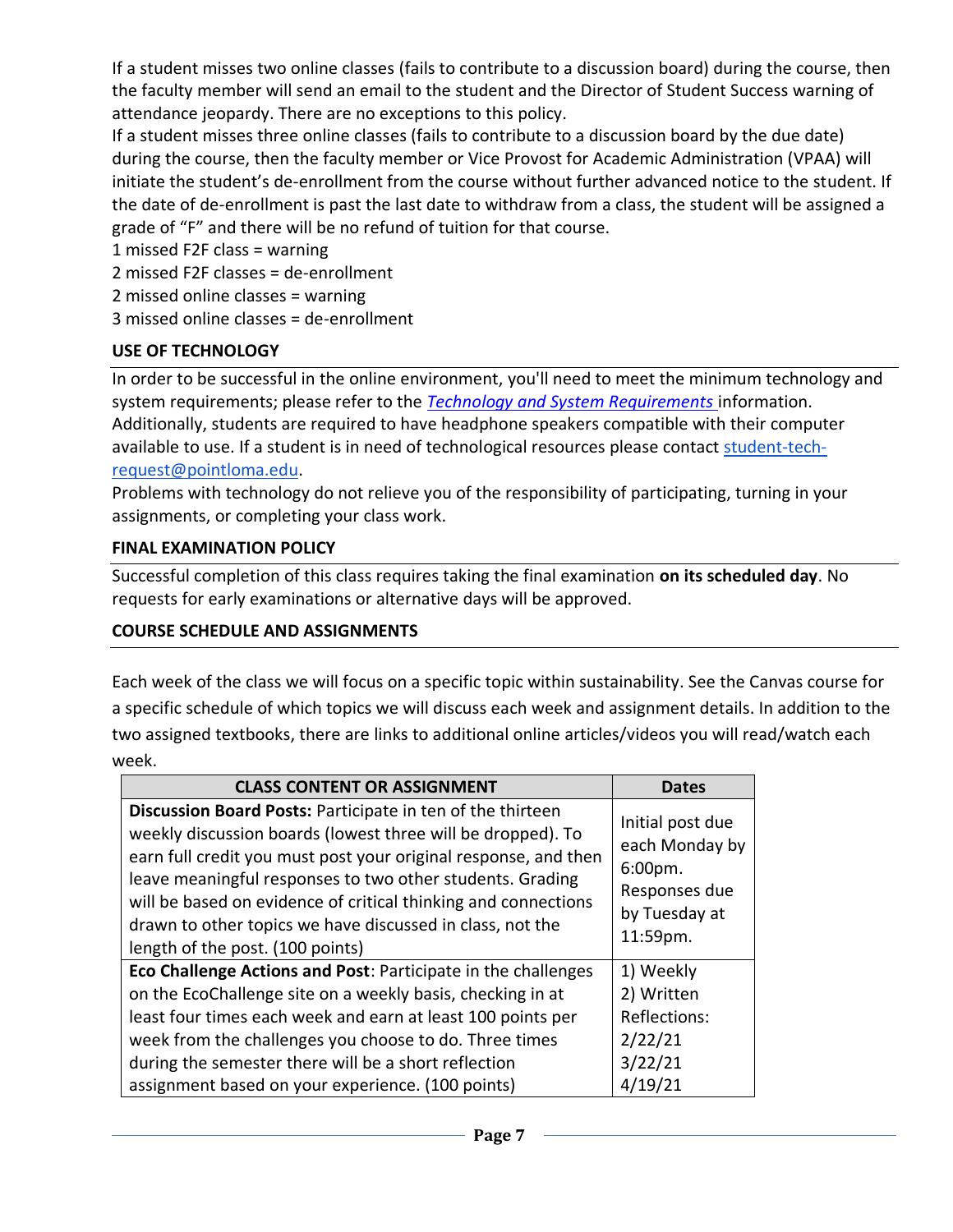If a student misses two online classes (fails to contribute to a discussion board) during the course, then the faculty member will send an email to the student and the Director of Student Success warning of attendance jeopardy. There are no exceptions to this policy.
If a student misses three online classes (fails to contribute to a discussion board by the due date) during the course, then the faculty member or Vice Provost for Academic Administration (VPAA) will initiate the student's de-enrollment from the course without further advanced notice to the student. If the date of de-enrollment is past the last date to withdraw from a class, the student will be assigned a grade of "F" and there will be no refund of tuition for that course.
1 missed F2F class = warning
2 missed F2F classes = de-enrollment
2 missed online classes = warning
3 missed online classes = de-enrollment

## USE OF TECHNOLOGY

In order to be successful in the online environment, you'll need to meet the minimum technology and system requirements; please refer to the *Technology and System Requirements* information. Additionally, students are required to have headphone speakers compatible with their computer available to use. If a student is in need of technological resources please contact student-tech-request@pointloma.edu.
Problems with technology do not relieve you of the responsibility of participating, turning in your assignments, or completing your class work.

## FINAL EXAMINATION POLICY

Successful completion of this class requires taking the final examination **on its scheduled day**. No requests for early examinations or alternative days will be approved.

## COURSE SCHEDULE AND ASSIGNMENTS

Each week of the class we will focus on a specific topic within sustainability. See the Canvas course for a specific schedule of which topics we will discuss each week and assignment details. In addition to the two assigned textbooks, there are links to additional online articles/videos you will read/watch each week.

| CLASS CONTENT OR ASSIGNMENT | Dates |
|---|---|
| **Discussion Board Posts:** Participate in ten of the thirteen weekly discussion boards (lowest three will be dropped). To earn full credit you must post your original response, and then leave meaningful responses to two other students. Grading will be based on evidence of critical thinking and connections drawn to other topics we have discussed in class, not the length of the post. (100 points) | Initial post due each Monday by 6:00pm. Responses due by Tuesday at 11:59pm. |
| **Eco Challenge Actions and Post**: Participate in the challenges on the EcoChallenge site on a weekly basis, checking in at least four times each week and earn at least 100 points per week from the challenges you choose to do. Three times during the semester there will be a short reflection assignment based on your experience. (100 points) | 1) Weekly<br>2) Written Reflections: 2/22/21 3/22/21 4/19/21 |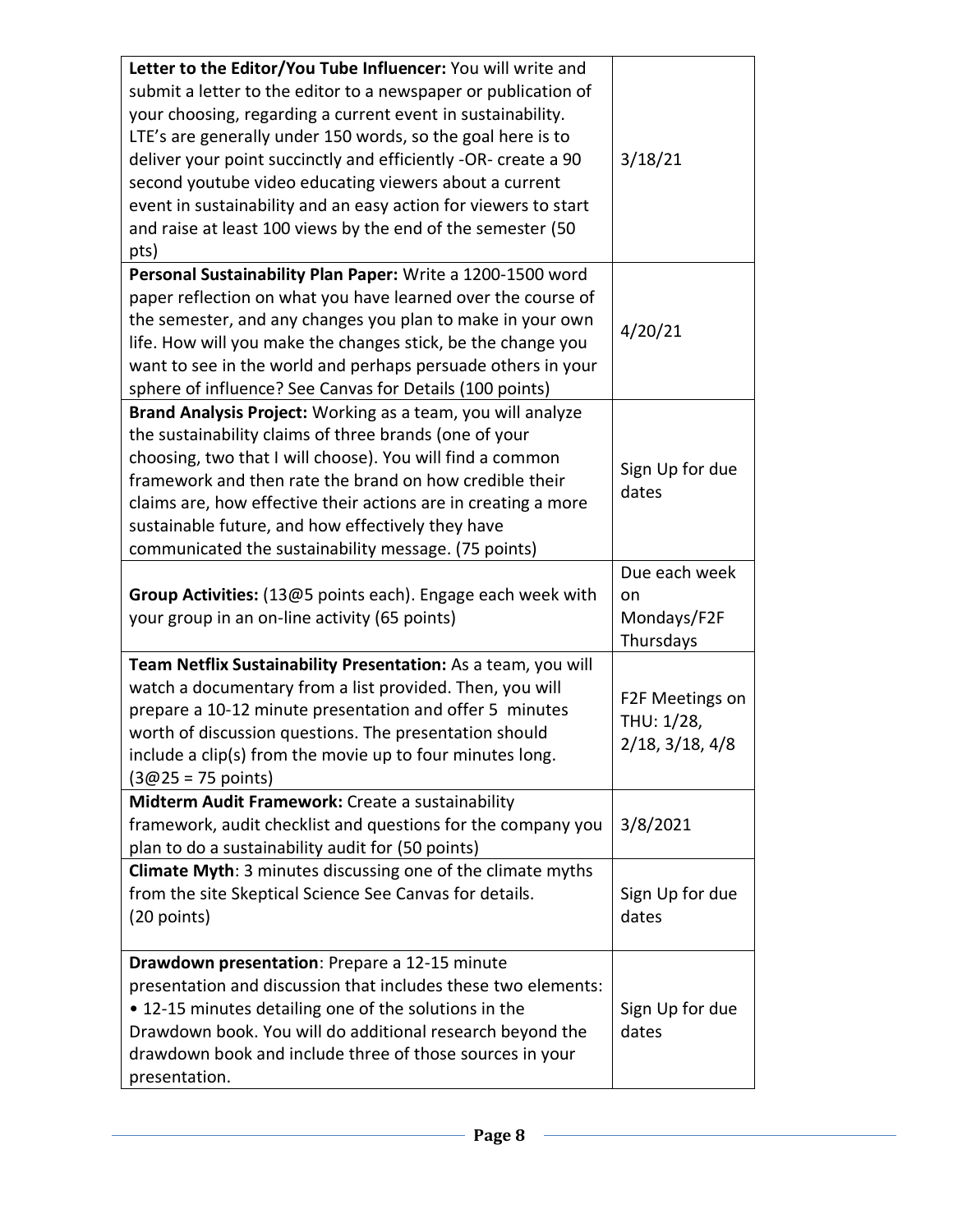| | |
|---|---|
| **Letter to the Editor/You Tube Influencer:** You will write and submit a letter to the editor to a newspaper or publication of your choosing, regarding a current event in sustainability. LTE's are generally under 150 words, so the goal here is to deliver your point succinctly and efficiently -OR- create a 90 second youtube video educating viewers about a current event in sustainability and an easy action for viewers to start and raise at least 100 views by the end of the semester (50 pts) | 3/18/21 |
| **Personal Sustainability Plan Paper:** Write a 1200-1500 word paper reflection on what you have learned over the course of the semester, and any changes you plan to make in your own life. How will you make the changes stick, be the change you want to see in the world and perhaps persuade others in your sphere of influence? See Canvas for Details (100 points) | 4/20/21 |
| **Brand Analysis Project:** Working as a team, you will analyze the sustainability claims of three brands (one of your choosing, two that I will choose). You will find a common framework and then rate the brand on how credible their claims are, how effective their actions are in creating a more sustainable future, and how effectively they have communicated the sustainability message. (75 points) | Sign Up for due dates |
| **Group Activities:** (13@5 points each). Engage each week with your group in an on-line activity (65 points) | Due each week on Mondays/F2F Thursdays |
| **Team Netflix Sustainability Presentation:** As a team, you will watch a documentary from a list provided. Then, you will prepare a 10-12 minute presentation and offer 5 minutes worth of discussion questions. The presentation should include a clip(s) from the movie up to four minutes long. (3@25 = 75 points) | F2F Meetings on THU: 1/28, 2/18, 3/18, 4/8 |
| **Midterm Audit Framework:** Create a sustainability framework, audit checklist and questions for the company you plan to do a sustainability audit for (50 points) | 3/8/2021 |
| **Climate Myth**: 3 minutes discussing one of the climate myths from the site Skeptical Science See Canvas for details. (20 points) | Sign Up for due dates |
| **Drawdown presentation**: Prepare a 12-15 minute presentation and discussion that includes these two elements: • 12-15 minutes detailing one of the solutions in the Drawdown book. You will do additional research beyond the drawdown book and include three of those sources in your presentation. | Sign Up for due dates |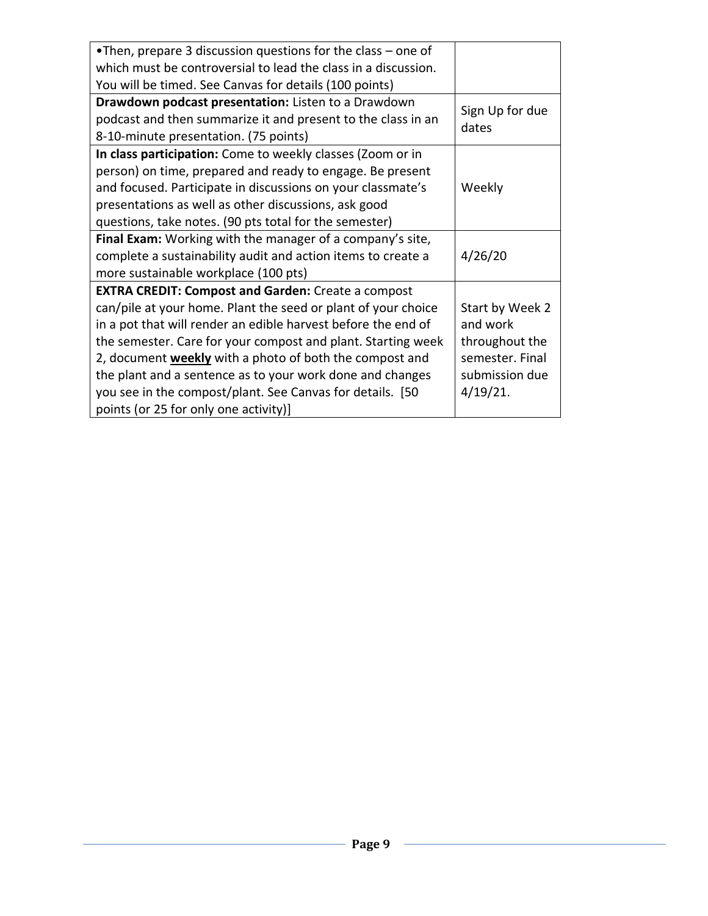| | |
|---|---|
| •Then, prepare 3 discussion questions for the class – one of which must be controversial to lead the class in a discussion. You will be timed. See Canvas for details (100 points) | |
| **Drawdown podcast presentation:** Listen to a Drawdown podcast and then summarize it and present to the class in an 8-10-minute presentation. (75 points) | Sign Up for due dates |
| **In class participation:** Come to weekly classes (Zoom or in person) on time, prepared and ready to engage. Be present and focused. Participate in discussions on your classmate's presentations as well as other discussions, ask good questions, take notes. (90 pts total for the semester) | Weekly |
| **Final Exam:** Working with the manager of a company's site, complete a sustainability audit and action items to create a more sustainable workplace (100 pts) | 4/26/20 |
| **EXTRA CREDIT: Compost and Garden:** Create a compost can/pile at your home. Plant the seed or plant of your choice in a pot that will render an edible harvest before the end of the semester. Care for your compost and plant. Starting week 2, document **weekly** with a photo of both the compost and the plant and a sentence as to your work done and changes you see in the compost/plant. See Canvas for details. [50 points (or 25 for only one activity)] | Start by Week 2 and work throughout the semester. Final submission due 4/19/21. |